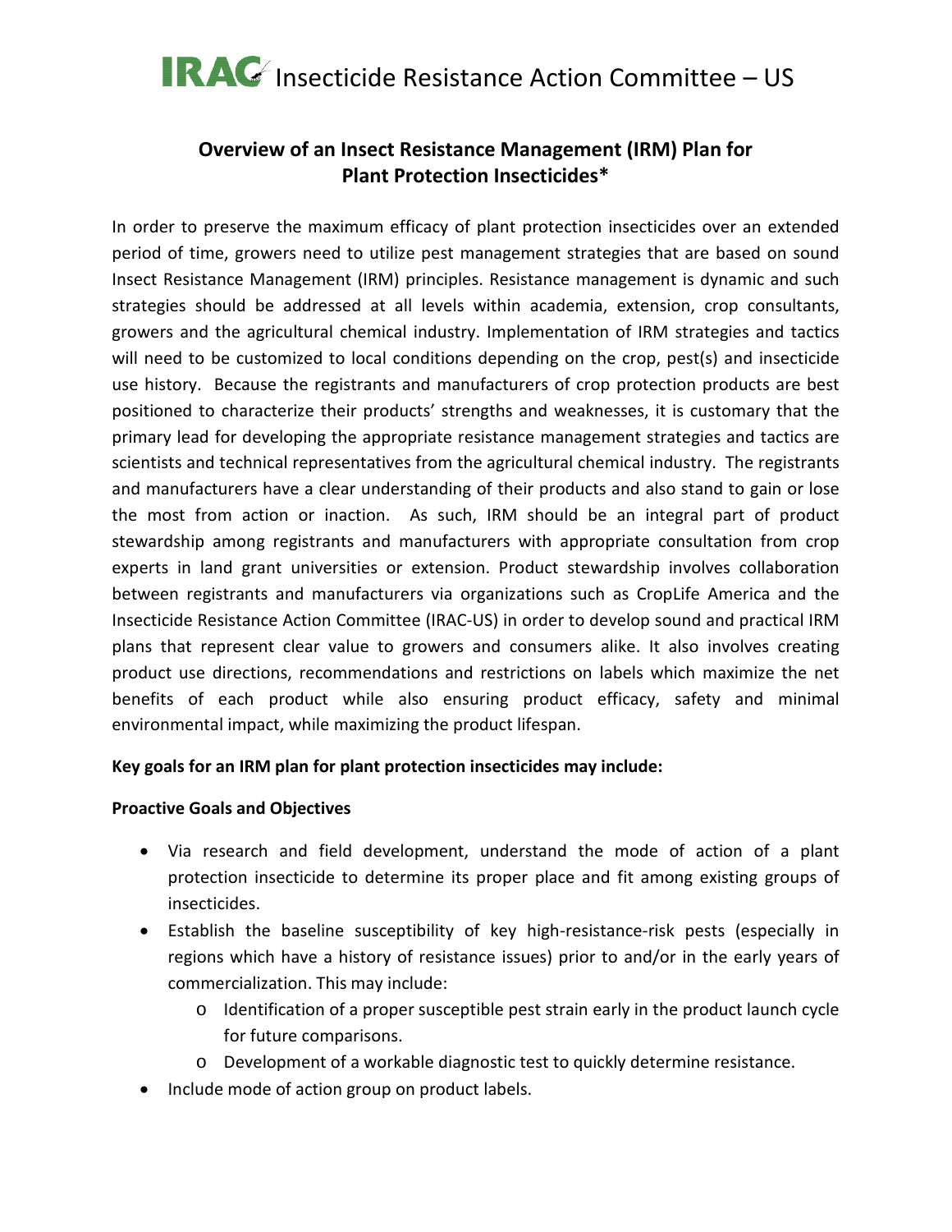# IRAC Insecticide Resistance Action Committee – US

## Overview of an Insect Resistance Management (IRM) Plan for Plant Protection Insecticides*

In order to preserve the maximum efficacy of plant protection insecticides over an extended period of time, growers need to utilize pest management strategies that are based on sound Insect Resistance Management (IRM) principles. Resistance management is dynamic and such strategies should be addressed at all levels within academia, extension, crop consultants, growers and the agricultural chemical industry. Implementation of IRM strategies and tactics will need to be customized to local conditions depending on the crop, pest(s) and insecticide use history. Because the registrants and manufacturers of crop protection products are best positioned to characterize their products' strengths and weaknesses, it is customary that the primary lead for developing the appropriate resistance management strategies and tactics are scientists and technical representatives from the agricultural chemical industry. The registrants and manufacturers have a clear understanding of their products and also stand to gain or lose the most from action or inaction. As such, IRM should be an integral part of product stewardship among registrants and manufacturers with appropriate consultation from crop experts in land grant universities or extension. Product stewardship involves collaboration between registrants and manufacturers via organizations such as CropLife America and the Insecticide Resistance Action Committee (IRAC-US) in order to develop sound and practical IRM plans that represent clear value to growers and consumers alike. It also involves creating product use directions, recommendations and restrictions on labels which maximize the net benefits of each product while also ensuring product efficacy, safety and minimal environmental impact, while maximizing the product lifespan.

**Key goals for an IRM plan for plant protection insecticides may include:**

**Proactive Goals and Objectives**

- Via research and field development, understand the mode of action of a plant protection insecticide to determine its proper place and fit among existing groups of insecticides.
- Establish the baseline susceptibility of key high-resistance-risk pests (especially in regions which have a history of resistance issues) prior to and/or in the early years of commercialization. This may include:
  - Identification of a proper susceptible pest strain early in the product launch cycle for future comparisons.
  - Development of a workable diagnostic test to quickly determine resistance.
- Include mode of action group on product labels.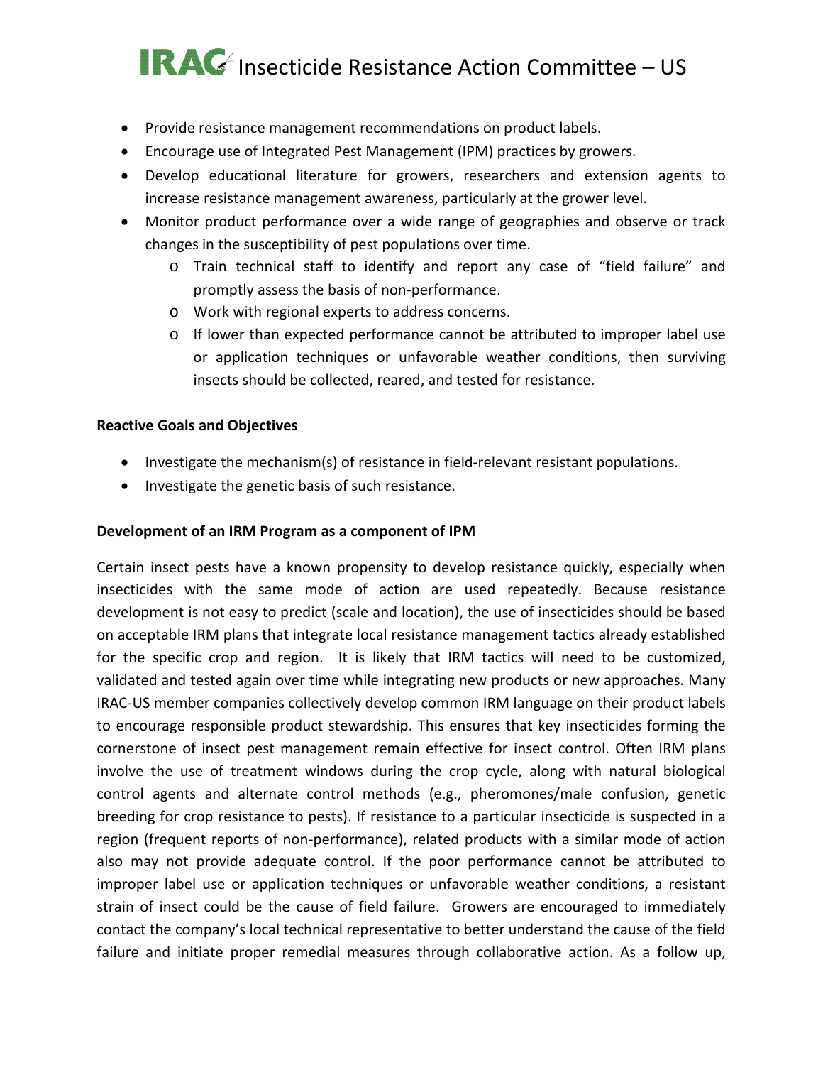- Provide resistance management recommendations on product labels.
- Encourage use of Integrated Pest Management (IPM) practices by growers.
- Develop educational literature for growers, researchers and extension agents to increase resistance management awareness, particularly at the grower level.
- Monitor product performance over a wide range of geographies and observe or track changes in the susceptibility of pest populations over time.
    - Train technical staff to identify and report any case of "field failure" and promptly assess the basis of non-performance.
    - Work with regional experts to address concerns.
    - If lower than expected performance cannot be attributed to improper label use or application techniques or unfavorable weather conditions, then surviving insects should be collected, reared, and tested for resistance.

**Reactive Goals and Objectives**

- Investigate the mechanism(s) of resistance in field-relevant resistant populations.
- Investigate the genetic basis of such resistance.

**Development of an IRM Program as a component of IPM**

Certain insect pests have a known propensity to develop resistance quickly, especially when insecticides with the same mode of action are used repeatedly. Because resistance development is not easy to predict (scale and location), the use of insecticides should be based on acceptable IRM plans that integrate local resistance management tactics already established for the specific crop and region. It is likely that IRM tactics will need to be customized, validated and tested again over time while integrating new products or new approaches. Many IRAC-US member companies collectively develop common IRM language on their product labels to encourage responsible product stewardship. This ensures that key insecticides forming the cornerstone of insect pest management remain effective for insect control. Often IRM plans involve the use of treatment windows during the crop cycle, along with natural biological control agents and alternate control methods (e.g., pheromones/male confusion, genetic breeding for crop resistance to pests). If resistance to a particular insecticide is suspected in a region (frequent reports of non-performance), related products with a similar mode of action also may not provide adequate control. If the poor performance cannot be attributed to improper label use or application techniques or unfavorable weather conditions, a resistant strain of insect could be the cause of field failure. Growers are encouraged to immediately contact the company's local technical representative to better understand the cause of the field failure and initiate proper remedial measures through collaborative action. As a follow up,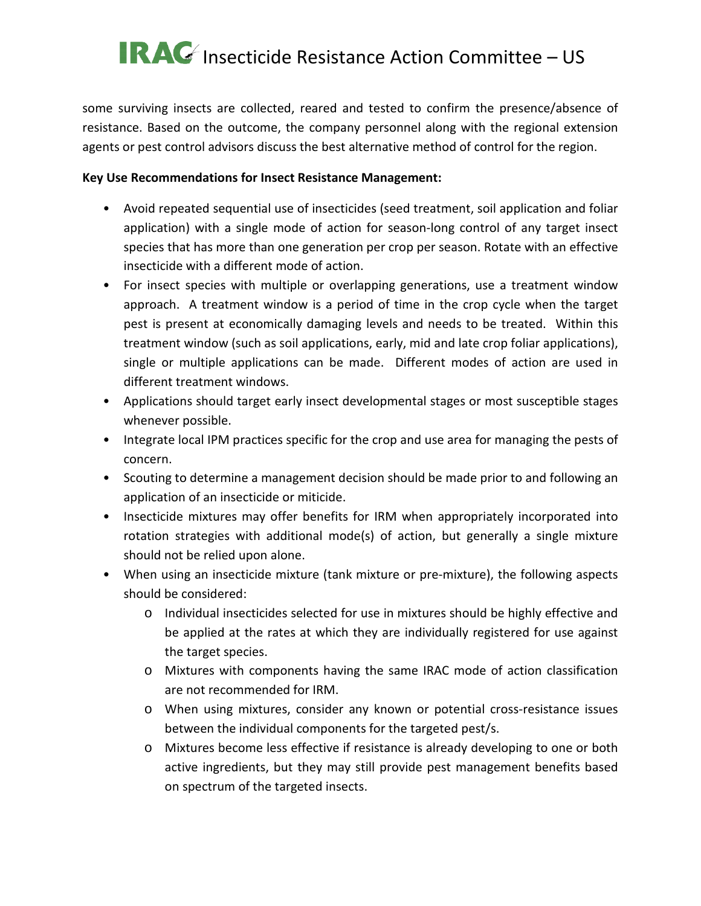some surviving insects are collected, reared and tested to confirm the presence/absence of resistance. Based on the outcome, the company personnel along with the regional extension agents or pest control advisors discuss the best alternative method of control for the region.

**Key Use Recommendations for Insect Resistance Management:**

- Avoid repeated sequential use of insecticides (seed treatment, soil application and foliar application) with a single mode of action for season-long control of any target insect species that has more than one generation per crop per season. Rotate with an effective insecticide with a different mode of action.
- For insect species with multiple or overlapping generations, use a treatment window approach. A treatment window is a period of time in the crop cycle when the target pest is present at economically damaging levels and needs to be treated. Within this treatment window (such as soil applications, early, mid and late crop foliar applications), single or multiple applications can be made. Different modes of action are used in different treatment windows.
- Applications should target early insect developmental stages or most susceptible stages whenever possible.
- Integrate local IPM practices specific for the crop and use area for managing the pests of concern.
- Scouting to determine a management decision should be made prior to and following an application of an insecticide or miticide.
- Insecticide mixtures may offer benefits for IRM when appropriately incorporated into rotation strategies with additional mode(s) of action, but generally a single mixture should not be relied upon alone.
- When using an insecticide mixture (tank mixture or pre-mixture), the following aspects should be considered:
    - Individual insecticides selected for use in mixtures should be highly effective and be applied at the rates at which they are individually registered for use against the target species.
    - Mixtures with components having the same IRAC mode of action classification are not recommended for IRM.
    - When using mixtures, consider any known or potential cross-resistance issues between the individual components for the targeted pest/s.
    - Mixtures become less effective if resistance is already developing to one or both active ingredients, but they may still provide pest management benefits based on spectrum of the targeted insects.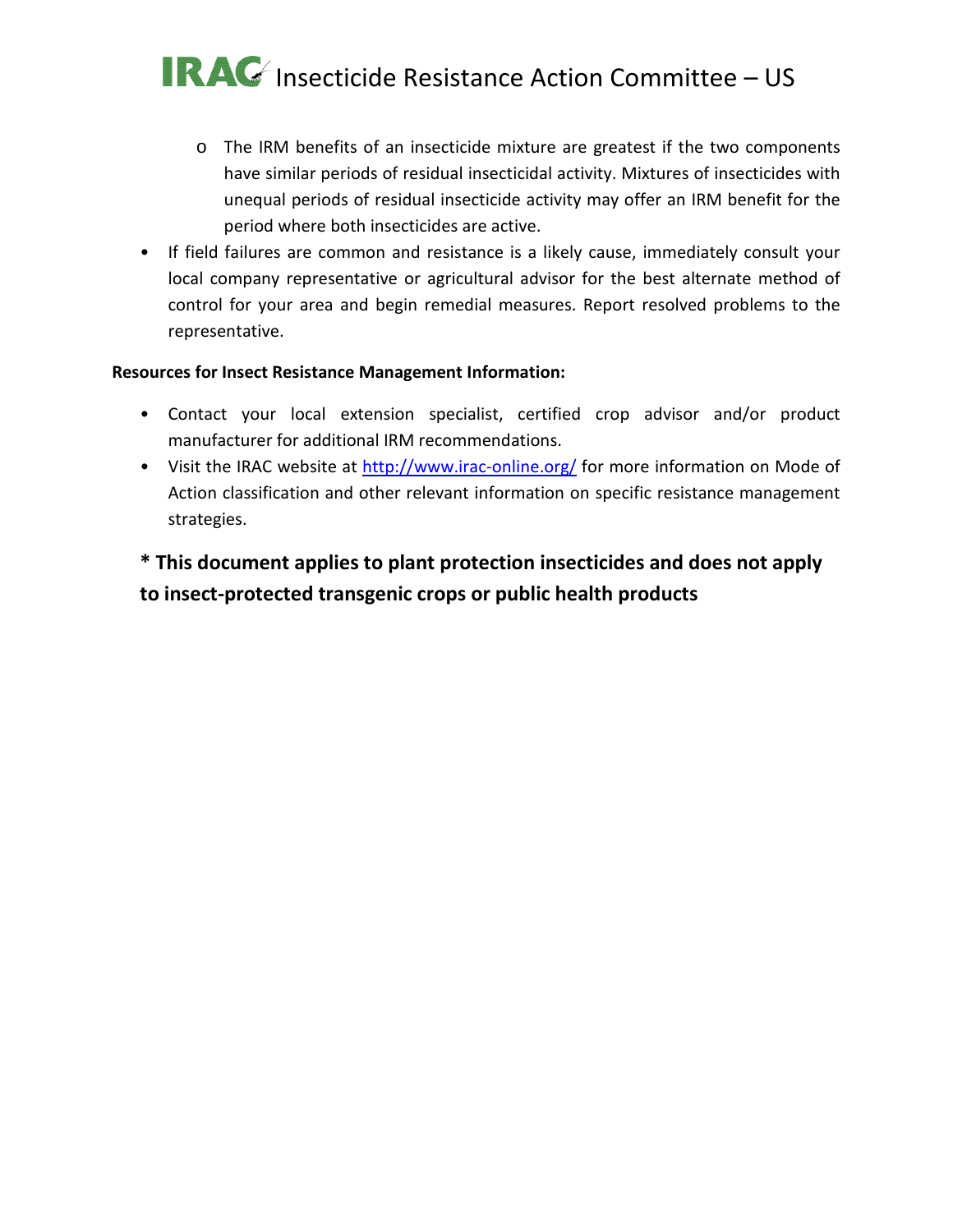- The IRM benefits of an insecticide mixture are greatest if the two components have similar periods of residual insecticidal activity. Mixtures of insecticides with unequal periods of residual insecticide activity may offer an IRM benefit for the period where both insecticides are active.
- If field failures are common and resistance is a likely cause, immediately consult your local company representative or agricultural advisor for the best alternate method of control for your area and begin remedial measures. Report resolved problems to the representative.

**Resources for Insect Resistance Management Information:**

- Contact your local extension specialist, certified crop advisor and/or product manufacturer for additional IRM recommendations.
- Visit the IRAC website at http://www.irac-online.org/ for more information on Mode of Action classification and other relevant information on specific resistance management strategies.

**\* This document applies to plant protection insecticides and does not apply to insect-protected transgenic crops or public health products**